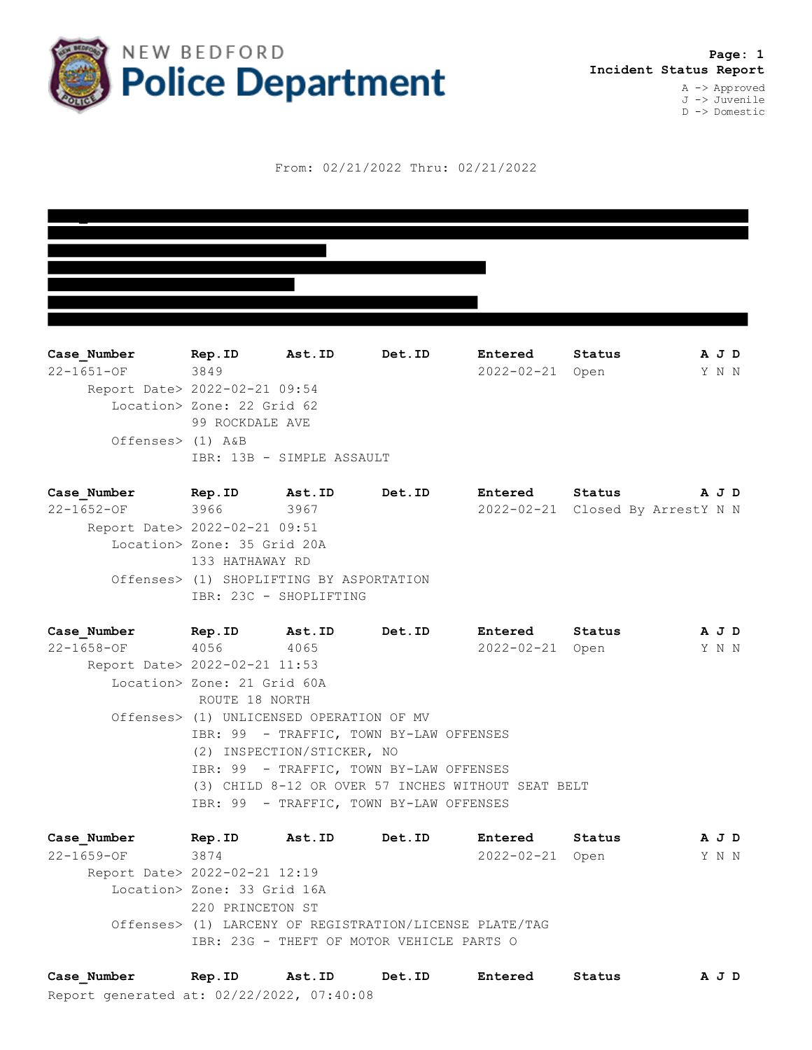NEW BEDFORD
# Police Department

**Incident Status Report**

A -> Approved
J -> Juvenile
D -> Domestic

From: 02/21/2022 Thru: 02/21/2022

| Case_Number | Rep.ID | Ast.ID | Det.ID | Entered | Status | A J D |
|---|---|---|---|---|---|---|
| 22-1651-OF | 3849 | | | 2022-02-21 | Open | Y N N |

Report Date> 2022-02-21 09:54
Location> Zone: 22 Grid 62
99 ROCKDALE AVE
Offenses> (1) A&B
IBR: 13B - SIMPLE ASSAULT

| Case_Number | Rep.ID | Ast.ID | Det.ID | Entered | Status | A J D |
|---|---|---|---|---|---|---|
| 22-1652-OF | 3966 | 3967 | | 2022-02-21 | Closed By Arrest | Y N N |

Report Date> 2022-02-21 09:51
Location> Zone: 35 Grid 20A
133 HATHAWAY RD
Offenses> (1) SHOPLIFTING BY ASPORTATION
IBR: 23C - SHOPLIFTING

| Case_Number | Rep.ID | Ast.ID | Det.ID | Entered | Status | A J D |
|---|---|---|---|---|---|---|
| 22-1658-OF | 4056 | 4065 | | 2022-02-21 | Open | Y N N |

Report Date> 2022-02-21 11:53
Location> Zone: 21 Grid 60A
ROUTE 18 NORTH
Offenses> (1) UNLICENSED OPERATION OF MV
IBR: 99 - TRAFFIC, TOWN BY-LAW OFFENSES
(2) INSPECTION/STICKER, NO
IBR: 99 - TRAFFIC, TOWN BY-LAW OFFENSES
(3) CHILD 8-12 OR OVER 57 INCHES WITHOUT SEAT BELT
IBR: 99 - TRAFFIC, TOWN BY-LAW OFFENSES

| Case_Number | Rep.ID | Ast.ID | Det.ID | Entered | Status | A J D |
|---|---|---|---|---|---|---|
| 22-1659-OF | 3874 | | | 2022-02-21 | Open | Y N N |

Report Date> 2022-02-21 12:19
Location> Zone: 33 Grid 16A
220 PRINCETON ST
Offenses> (1) LARCENY OF REGISTRATION/LICENSE PLATE/TAG
IBR: 23G - THEFT OF MOTOR VEHICLE PARTS O

| Case_Number | Rep.ID | Ast.ID | Det.ID | Entered | Status | A J D |
|---|---|---|---|---|---|---|

Report generated at: 02/22/2022, 07:40:08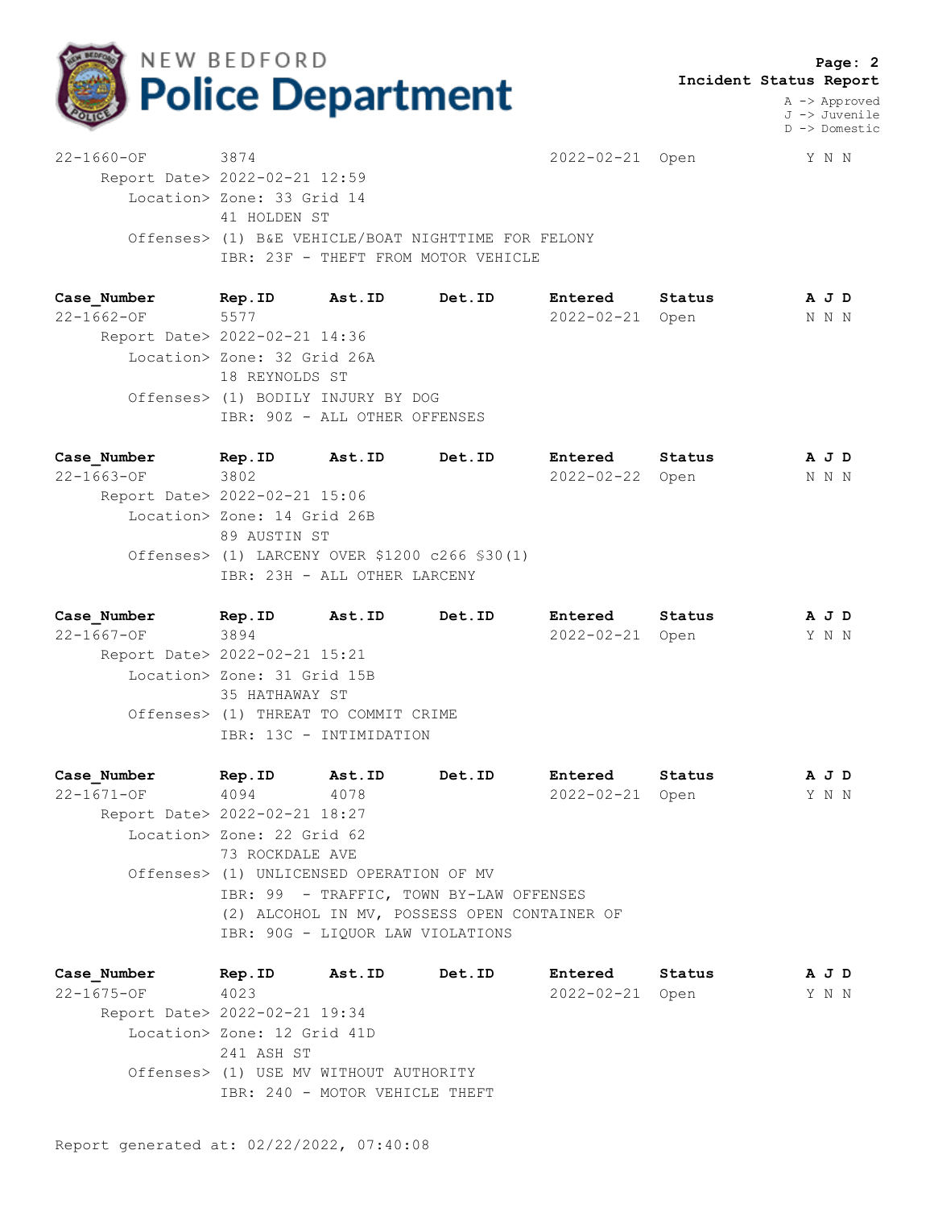**Incident Status Report**

A -> Approved
J -> Juvenile
D -> Domestic

22-1660-OF 3874 2022-02-21 Open Y N N
Report Date> 2022-02-21 12:59
Location> Zone: 33 Grid 14
41 HOLDEN ST
Offenses> (1) B&E VEHICLE/BOAT NIGHTTIME FOR FELONY
IBR: 23F - THEFT FROM MOTOR VEHICLE

| Case_Number | Rep.ID | Ast.ID | Det.ID | Entered | Status | A J D |
|---|---|---|---|---|---|---|
| 22-1662-OF | 5577 | | | 2022-02-21 | Open | N N N |

Report Date> 2022-02-21 14:36
Location> Zone: 32 Grid 26A
18 REYNOLDS ST
Offenses> (1) BODILY INJURY BY DOG
IBR: 90Z - ALL OTHER OFFENSES

| Case_Number | Rep.ID | Ast.ID | Det.ID | Entered | Status | A J D |
|---|---|---|---|---|---|---|
| 22-1663-OF | 3802 | | | 2022-02-22 | Open | N N N |

Report Date> 2022-02-21 15:06
Location> Zone: 14 Grid 26B
89 AUSTIN ST
Offenses> (1) LARCENY OVER $1200 c266 §30(1)
IBR: 23H - ALL OTHER LARCENY

| Case_Number | Rep.ID | Ast.ID | Det.ID | Entered | Status | A J D |
|---|---|---|---|---|---|---|
| 22-1667-OF | 3894 | | | 2022-02-21 | Open | Y N N |

Report Date> 2022-02-21 15:21
Location> Zone: 31 Grid 15B
35 HATHAWAY ST
Offenses> (1) THREAT TO COMMIT CRIME
IBR: 13C - INTIMIDATION

| Case_Number | Rep.ID | Ast.ID | Det.ID | Entered | Status | A J D |
|---|---|---|---|---|---|---|
| 22-1671-OF | 4094 | 4078 | | 2022-02-21 | Open | Y N N |

Report Date> 2022-02-21 18:27
Location> Zone: 22 Grid 62
73 ROCKDALE AVE
Offenses> (1) UNLICENSED OPERATION OF MV
IBR: 99 - TRAFFIC, TOWN BY-LAW OFFENSES
(2) ALCOHOL IN MV, POSSESS OPEN CONTAINER OF
IBR: 90G - LIQUOR LAW VIOLATIONS

| Case_Number | Rep.ID | Ast.ID | Det.ID | Entered | Status | A J D |
|---|---|---|---|---|---|---|
| 22-1675-OF | 4023 | | | 2022-02-21 | Open | Y N N |

Report Date> 2022-02-21 19:34
Location> Zone: 12 Grid 41D
241 ASH ST
Offenses> (1) USE MV WITHOUT AUTHORITY
IBR: 240 - MOTOR VEHICLE THEFT

Report generated at: 02/22/2022, 07:40:08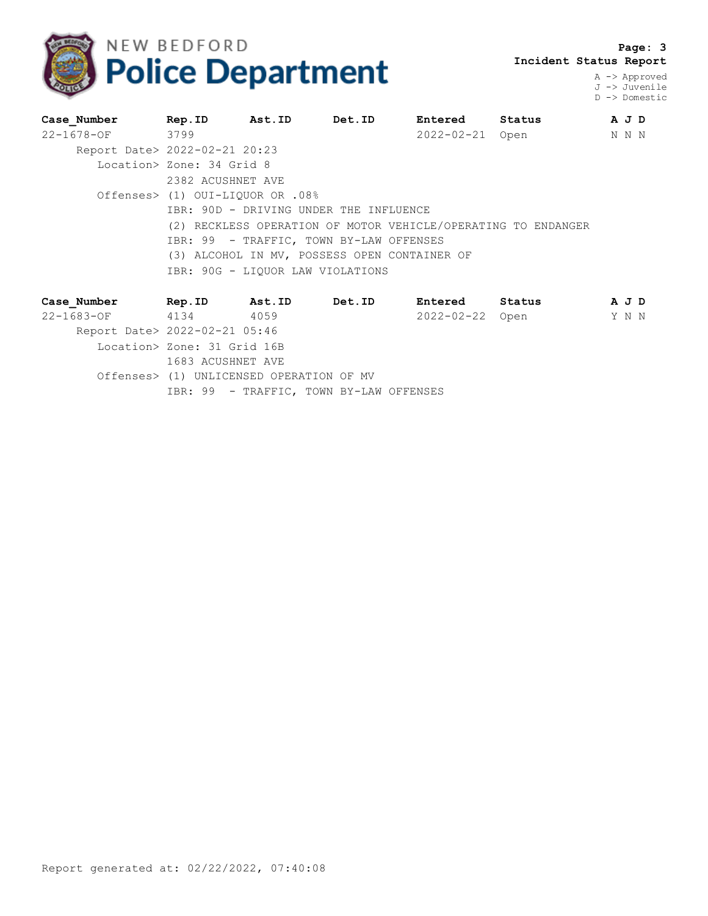# NEW BEDFORD Police Department

**Incident Status Report**

A -> Approved
J -> Juvenile
D -> Domestic

| Case_Number | Rep.ID | Ast.ID | Det.ID | Entered | Status | A J D |
|---|---|---|---|---|---|---|
| 22-1678-OF | 3799 | | | 2022-02-21 | Open | N N N |

Report Date> 2022-02-21 20:23

Location> Zone: 34 Grid 8
2382 ACUSHNET AVE

Offenses> (1) OUI-LIQUOR OR .08%
IBR: 90D - DRIVING UNDER THE INFLUENCE
(2) RECKLESS OPERATION OF MOTOR VEHICLE/OPERATING TO ENDANGER
IBR: 99 - TRAFFIC, TOWN BY-LAW OFFENSES
(3) ALCOHOL IN MV, POSSESS OPEN CONTAINER OF
IBR: 90G - LIQUOR LAW VIOLATIONS

| Case_Number | Rep.ID | Ast.ID | Det.ID | Entered | Status | A J D |
|---|---|---|---|---|---|---|
| 22-1683-OF | 4134 | 4059 | | 2022-02-22 | Open | Y N N |

Report Date> 2022-02-21 05:46

Location> Zone: 31 Grid 16B
1683 ACUSHNET AVE

Offenses> (1) UNLICENSED OPERATION OF MV
IBR: 99 - TRAFFIC, TOWN BY-LAW OFFENSES

Report generated at: 02/22/2022, 07:40:08